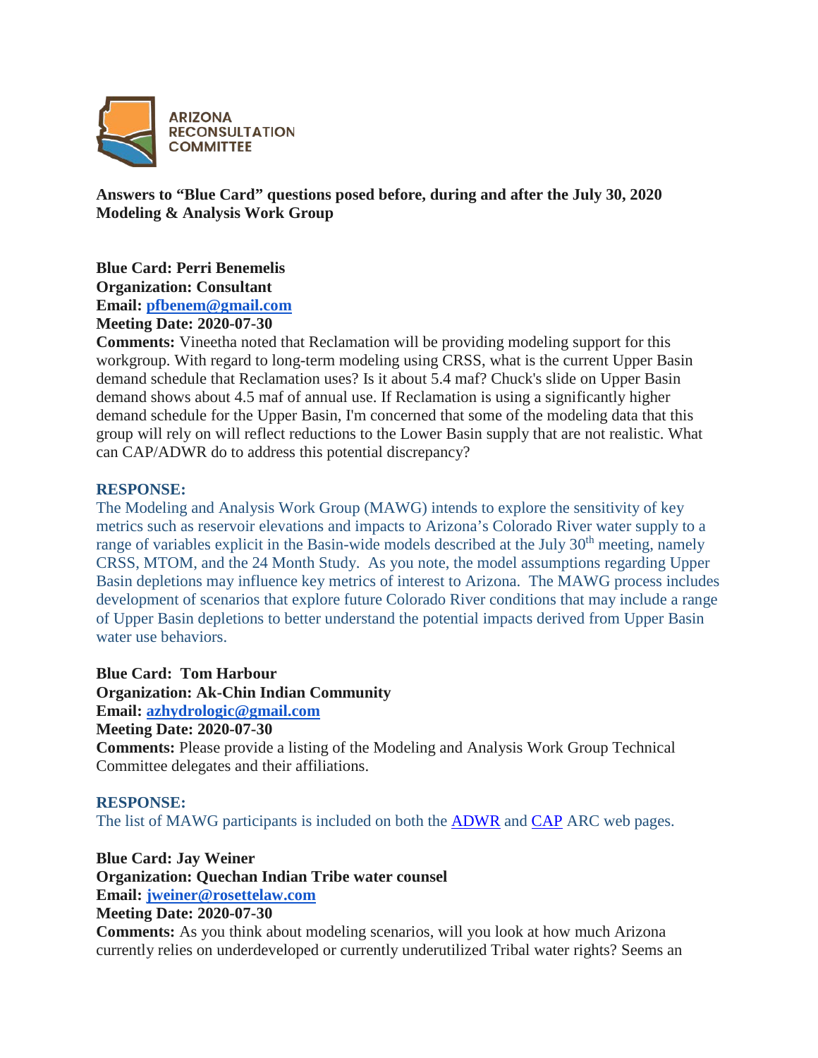ARIZONA RECONSULTATION COMMITTEE

**Answers to "Blue Card" questions posed before, during and after the July 30, 2020 Modeling & Analysis Work Group**

**Blue Card: Perri Benemelis**
**Organization: Consultant**
**Email: [pfbenem@gmail.com](mailto:pfbenem@gmail.com)**
**Meeting Date: 2020-07-30**
**Comments:** Vineetha noted that Reclamation will be providing modeling support for this workgroup. With regard to long-term modeling using CRSS, what is the current Upper Basin demand schedule that Reclamation uses? Is it about 5.4 maf? Chuck's slide on Upper Basin demand shows about 4.5 maf of annual use. If Reclamation is using a significantly higher demand schedule for the Upper Basin, I'm concerned that some of the modeling data that this group will rely on will reflect reductions to the Lower Basin supply that are not realistic. What can CAP/ADWR do to address this potential discrepancy?

**RESPONSE:**
The Modeling and Analysis Work Group (MAWG) intends to explore the sensitivity of key metrics such as reservoir elevations and impacts to Arizona's Colorado River water supply to a range of variables explicit in the Basin-wide models described at the July 30th meeting, namely CRSS, MTOM, and the 24 Month Study. As you note, the model assumptions regarding Upper Basin depletions may influence key metrics of interest to Arizona. The MAWG process includes development of scenarios that explore future Colorado River conditions that may include a range of Upper Basin depletions to better understand the potential impacts derived from Upper Basin water use behaviors.

**Blue Card: Tom Harbour**
**Organization: Ak-Chin Indian Community**
**Email: [azhydrologic@gmail.com](mailto:azhydrologic@gmail.com)**
**Meeting Date: 2020-07-30**
**Comments:** Please provide a listing of the Modeling and Analysis Work Group Technical Committee delegates and their affiliations.

**RESPONSE:**
The list of MAWG participants is included on both the ADWR and CAP ARC web pages.

**Blue Card: Jay Weiner**
**Organization: Quechan Indian Tribe water counsel**
**Email: [jweiner@rosettelaw.com](mailto:jweiner@rosettelaw.com)**
**Meeting Date: 2020-07-30**
**Comments:** As you think about modeling scenarios, will you look at how much Arizona currently relies on underdeveloped or currently underutilized Tribal water rights? Seems an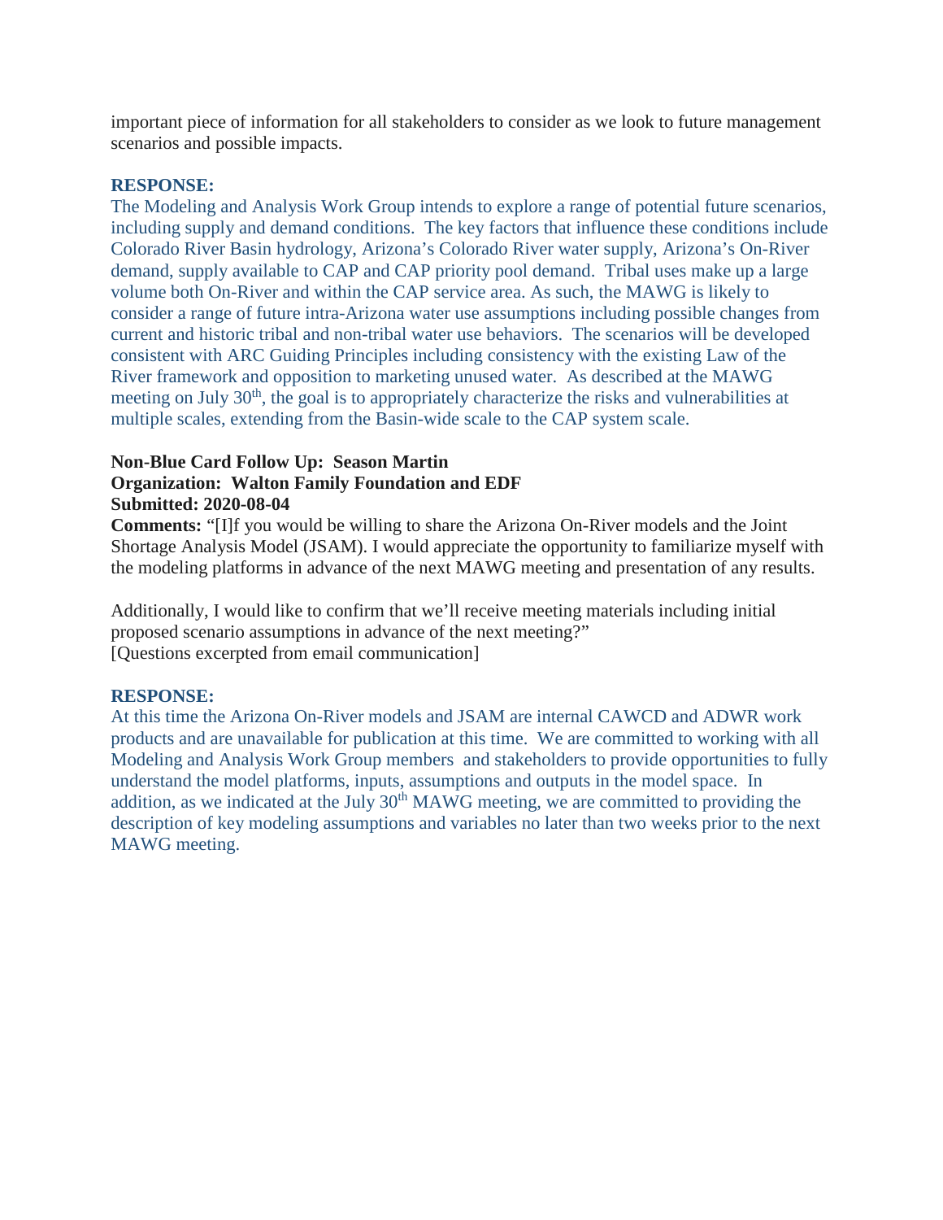important piece of information for all stakeholders to consider as we look to future management scenarios and possible impacts.

**RESPONSE:**

The Modeling and Analysis Work Group intends to explore a range of potential future scenarios, including supply and demand conditions. The key factors that influence these conditions include Colorado River Basin hydrology, Arizona's Colorado River water supply, Arizona's On-River demand, supply available to CAP and CAP priority pool demand. Tribal uses make up a large volume both On-River and within the CAP service area. As such, the MAWG is likely to consider a range of future intra-Arizona water use assumptions including possible changes from current and historic tribal and non-tribal water use behaviors. The scenarios will be developed consistent with ARC Guiding Principles including consistency with the existing Law of the River framework and opposition to marketing unused water. As described at the MAWG meeting on July 30th, the goal is to appropriately characterize the risks and vulnerabilities at multiple scales, extending from the Basin-wide scale to the CAP system scale.

**Non-Blue Card Follow Up: Season Martin**
**Organization: Walton Family Foundation and EDF**
**Submitted: 2020-08-04**

**Comments:** "[I]f you would be willing to share the Arizona On-River models and the Joint Shortage Analysis Model (JSAM). I would appreciate the opportunity to familiarize myself with the modeling platforms in advance of the next MAWG meeting and presentation of any results.

Additionally, I would like to confirm that we'll receive meeting materials including initial proposed scenario assumptions in advance of the next meeting?"
[Questions excerpted from email communication]

**RESPONSE:**

At this time the Arizona On-River models and JSAM are internal CAWCD and ADWR work products and are unavailable for publication at this time. We are committed to working with all Modeling and Analysis Work Group members and stakeholders to provide opportunities to fully understand the model platforms, inputs, assumptions and outputs in the model space. In addition, as we indicated at the July 30th MAWG meeting, we are committed to providing the description of key modeling assumptions and variables no later than two weeks prior to the next MAWG meeting.